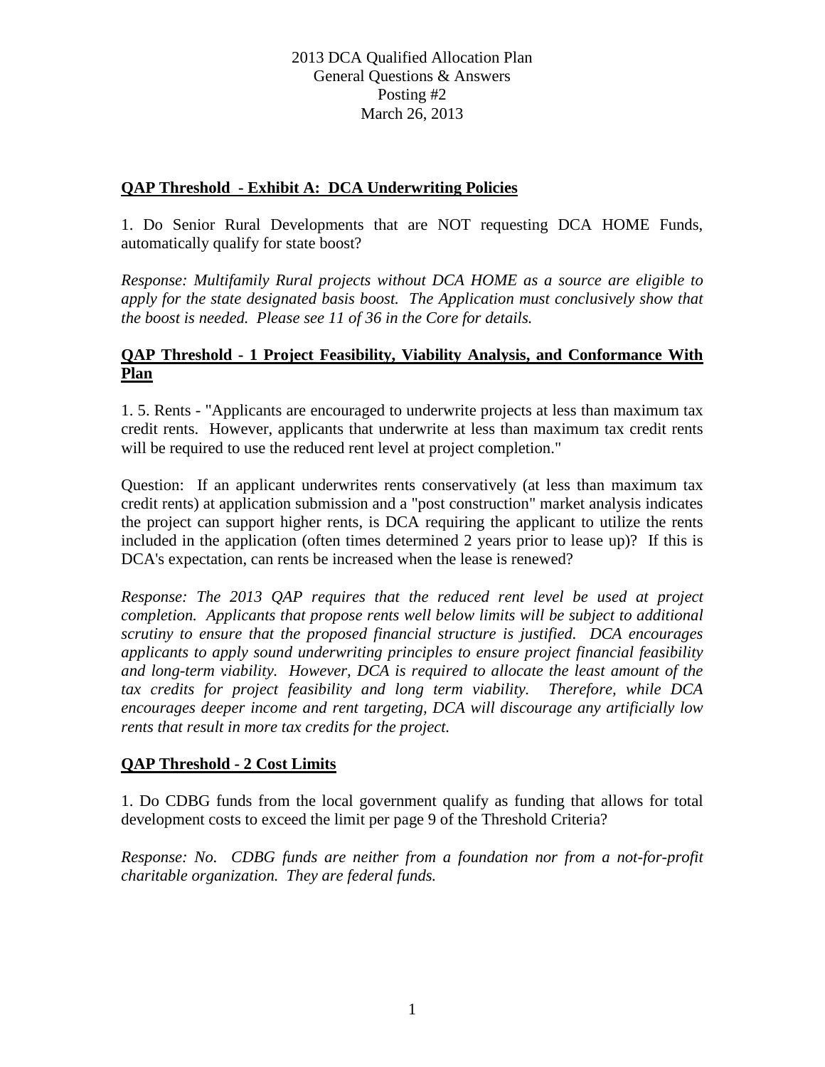# 2013 DCA Qualified Allocation Plan
## General Questions & Answers
## Posting #2
## March 26, 2013

**QAP Threshold - Exhibit A: DCA Underwriting Policies**

1. Do Senior Rural Developments that are NOT requesting DCA HOME Funds, automatically qualify for state boost?

*Response: Multifamily Rural projects without DCA HOME as a source are eligible to apply for the state designated basis boost. The Application must conclusively show that the boost is needed. Please see 11 of 36 in the Core for details.*

**QAP Threshold - 1 Project Feasibility, Viability Analysis, and Conformance With Plan**

1. 5. Rents - "Applicants are encouraged to underwrite projects at less than maximum tax credit rents. However, applicants that underwrite at less than maximum tax credit rents will be required to use the reduced rent level at project completion."

Question: If an applicant underwrites rents conservatively (at less than maximum tax credit rents) at application submission and a "post construction" market analysis indicates the project can support higher rents, is DCA requiring the applicant to utilize the rents included in the application (often times determined 2 years prior to lease up)? If this is DCA's expectation, can rents be increased when the lease is renewed?

*Response: The 2013 QAP requires that the reduced rent level be used at project completion. Applicants that propose rents well below limits will be subject to additional scrutiny to ensure that the proposed financial structure is justified. DCA encourages applicants to apply sound underwriting principles to ensure project financial feasibility and long-term viability. However, DCA is required to allocate the least amount of the tax credits for project feasibility and long term viability. Therefore, while DCA encourages deeper income and rent targeting, DCA will discourage any artificially low rents that result in more tax credits for the project.*

**QAP Threshold - 2 Cost Limits**

1. Do CDBG funds from the local government qualify as funding that allows for total development costs to exceed the limit per page 9 of the Threshold Criteria?

*Response: No. CDBG funds are neither from a foundation nor from a not-for-profit charitable organization. They are federal funds.*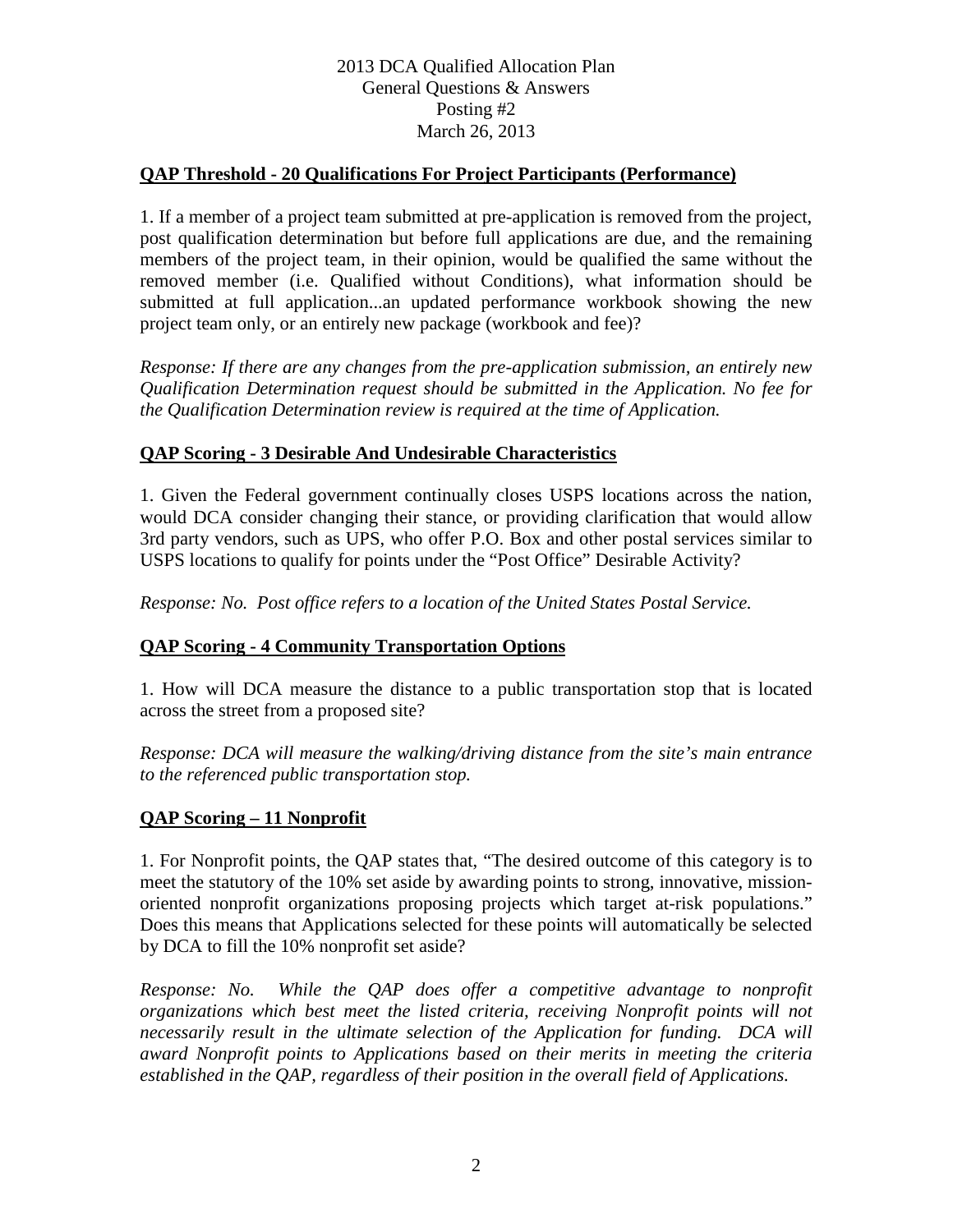2013 DCA Qualified Allocation Plan
General Questions & Answers
Posting #2
March 26, 2013

## QAP Threshold - 20 Qualifications For Project Participants (Performance)

1. If a member of a project team submitted at pre-application is removed from the project, post qualification determination but before full applications are due, and the remaining members of the project team, in their opinion, would be qualified the same without the removed member (i.e. Qualified without Conditions), what information should be submitted at full application...an updated performance workbook showing the new project team only, or an entirely new package (workbook and fee)?

*Response: If there are any changes from the pre-application submission, an entirely new Qualification Determination request should be submitted in the Application. No fee for the Qualification Determination review is required at the time of Application.*

## QAP Scoring - 3 Desirable And Undesirable Characteristics

1. Given the Federal government continually closes USPS locations across the nation, would DCA consider changing their stance, or providing clarification that would allow 3rd party vendors, such as UPS, who offer P.O. Box and other postal services similar to USPS locations to qualify for points under the "Post Office" Desirable Activity?

*Response: No. Post office refers to a location of the United States Postal Service.*

## QAP Scoring - 4 Community Transportation Options

1. How will DCA measure the distance to a public transportation stop that is located across the street from a proposed site?

*Response: DCA will measure the walking/driving distance from the site's main entrance to the referenced public transportation stop.*

## QAP Scoring – 11 Nonprofit

1. For Nonprofit points, the QAP states that, "The desired outcome of this category is to meet the statutory of the 10% set aside by awarding points to strong, innovative, mission-oriented nonprofit organizations proposing projects which target at-risk populations." Does this means that Applications selected for these points will automatically be selected by DCA to fill the 10% nonprofit set aside?

*Response: No. While the QAP does offer a competitive advantage to nonprofit organizations which best meet the listed criteria, receiving Nonprofit points will not necessarily result in the ultimate selection of the Application for funding. DCA will award Nonprofit points to Applications based on their merits in meeting the criteria established in the QAP, regardless of their position in the overall field of Applications.*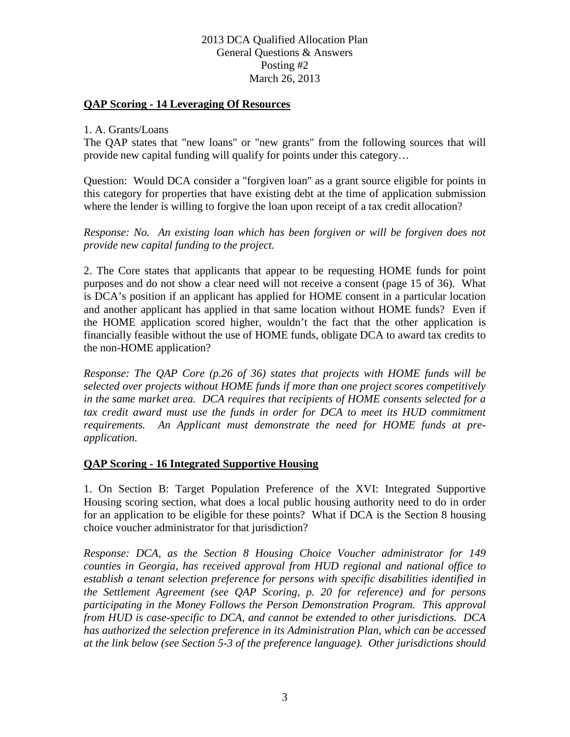2013 DCA Qualified Allocation Plan
General Questions & Answers
Posting #2
March 26, 2013

## QAP Scoring - 14 Leveraging Of Resources

1. A. Grants/Loans

The QAP states that "new loans" or "new grants" from the following sources that will provide new capital funding will qualify for points under this category…

Question: Would DCA consider a "forgiven loan" as a grant source eligible for points in this category for properties that have existing debt at the time of application submission where the lender is willing to forgive the loan upon receipt of a tax credit allocation?

*Response: No. An existing loan which has been forgiven or will be forgiven does not provide new capital funding to the project.*

2. The Core states that applicants that appear to be requesting HOME funds for point purposes and do not show a clear need will not receive a consent (page 15 of 36). What is DCA's position if an applicant has applied for HOME consent in a particular location and another applicant has applied in that same location without HOME funds? Even if the HOME application scored higher, wouldn't the fact that the other application is financially feasible without the use of HOME funds, obligate DCA to award tax credits to the non-HOME application?

*Response: The QAP Core (p.26 of 36) states that projects with HOME funds will be selected over projects without HOME funds if more than one project scores competitively in the same market area. DCA requires that recipients of HOME consents selected for a tax credit award must use the funds in order for DCA to meet its HUD commitment requirements. An Applicant must demonstrate the need for HOME funds at pre-application.*

## QAP Scoring - 16 Integrated Supportive Housing

1. On Section B: Target Population Preference of the XVI: Integrated Supportive Housing scoring section, what does a local public housing authority need to do in order for an application to be eligible for these points? What if DCA is the Section 8 housing choice voucher administrator for that jurisdiction?

*Response: DCA, as the Section 8 Housing Choice Voucher administrator for 149 counties in Georgia, has received approval from HUD regional and national office to establish a tenant selection preference for persons with specific disabilities identified in the Settlement Agreement (see QAP Scoring, p. 20 for reference) and for persons participating in the Money Follows the Person Demonstration Program. This approval from HUD is case-specific to DCA, and cannot be extended to other jurisdictions. DCA has authorized the selection preference in its Administration Plan, which can be accessed at the link below (see Section 5-3 of the preference language). Other jurisdictions should*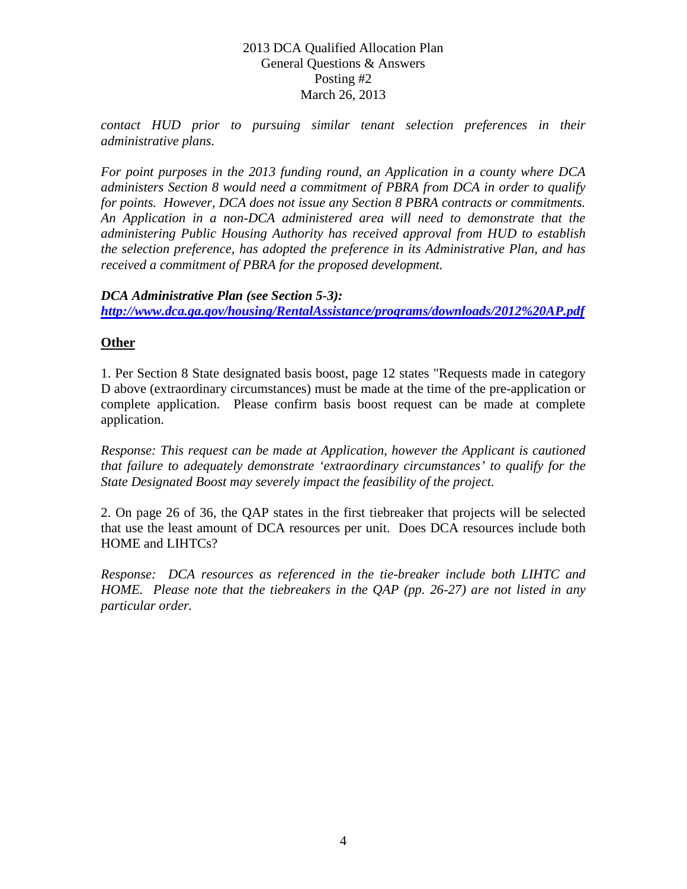*contact HUD prior to pursuing similar tenant selection preferences in their administrative plans.*

*For point purposes in the 2013 funding round, an Application in a county where DCA administers Section 8 would need a commitment of PBRA from DCA in order to qualify for points. However, DCA does not issue any Section 8 PBRA contracts or commitments. An Application in a non-DCA administered area will need to demonstrate that the administering Public Housing Authority has received approval from HUD to establish the selection preference, has adopted the preference in its Administrative Plan, and has received a commitment of PBRA for the proposed development.*

***DCA Administrative Plan (see Section 5-3):***
***http://www.dca.ga.gov/housing/RentalAssistance/programs/downloads/2012%20AP.pdf***

**Other**

1. Per Section 8 State designated basis boost, page 12 states "Requests made in category D above (extraordinary circumstances) must be made at the time of the pre-application or complete application. Please confirm basis boost request can be made at complete application.

*Response: This request can be made at Application, however the Applicant is cautioned that failure to adequately demonstrate 'extraordinary circumstances' to qualify for the State Designated Boost may severely impact the feasibility of the project.*

2. On page 26 of 36, the QAP states in the first tiebreaker that projects will be selected that use the least amount of DCA resources per unit. Does DCA resources include both HOME and LIHTCs?

*Response: DCA resources as referenced in the tie-breaker include both LIHTC and HOME. Please note that the tiebreakers in the QAP (pp. 26-27) are not listed in any particular order.*